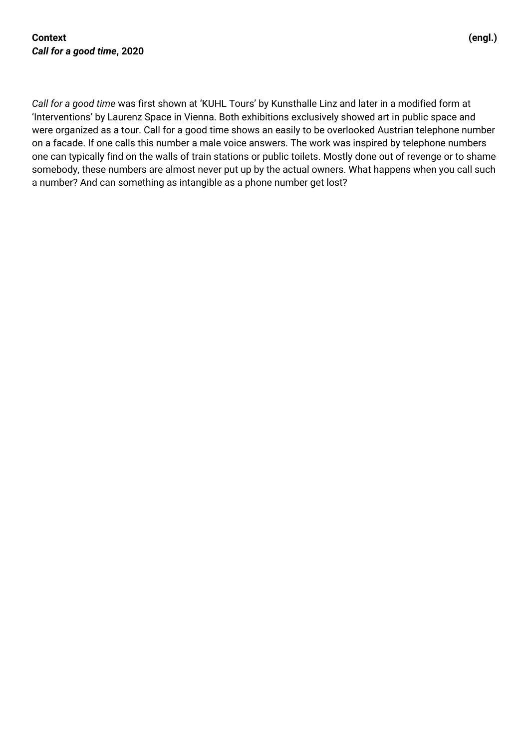**Context** **(engl.)**
***Call for a good time*, 2020**

*Call for a good time* was first shown at 'KUHL Tours' by Kunsthalle Linz and later in a modified form at 'Interventions' by Laurenz Space in Vienna. Both exhibitions exclusively showed art in public space and were organized as a tour. Call for a good time shows an easily to be overlooked Austrian telephone number on a facade. If one calls this number a male voice answers. The work was inspired by telephone numbers one can typically find on the walls of train stations or public toilets. Mostly done out of revenge or to shame somebody, these numbers are almost never put up by the actual owners. What happens when you call such a number? And can something as intangible as a phone number get lost?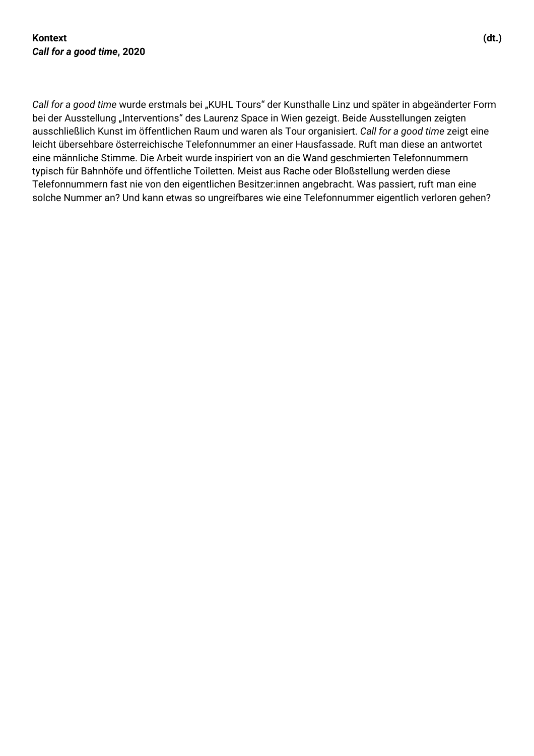**Kontext** **(dt.)**
***Call for a good time*, 2020**

*Call for a good time* wurde erstmals bei „KUHL Tours" der Kunsthalle Linz und später in abgeänderter Form bei der Ausstellung „Interventions" des Laurenz Space in Wien gezeigt. Beide Ausstellungen zeigten ausschließlich Kunst im öffentlichen Raum und waren als Tour organisiert. *Call for a good time* zeigt eine leicht übersehbare österreichische Telefonnummer an einer Hausfassade. Ruft man diese an antwortet eine männliche Stimme. Die Arbeit wurde inspiriert von an die Wand geschmierten Telefonnummern typisch für Bahnhöfe und öffentliche Toiletten. Meist aus Rache oder Bloßstellung werden diese Telefonnummern fast nie von den eigentlichen Besitzer:innen angebracht. Was passiert, ruft man eine solche Nummer an? Und kann etwas so ungreifbares wie eine Telefonnummer eigentlich verloren gehen?